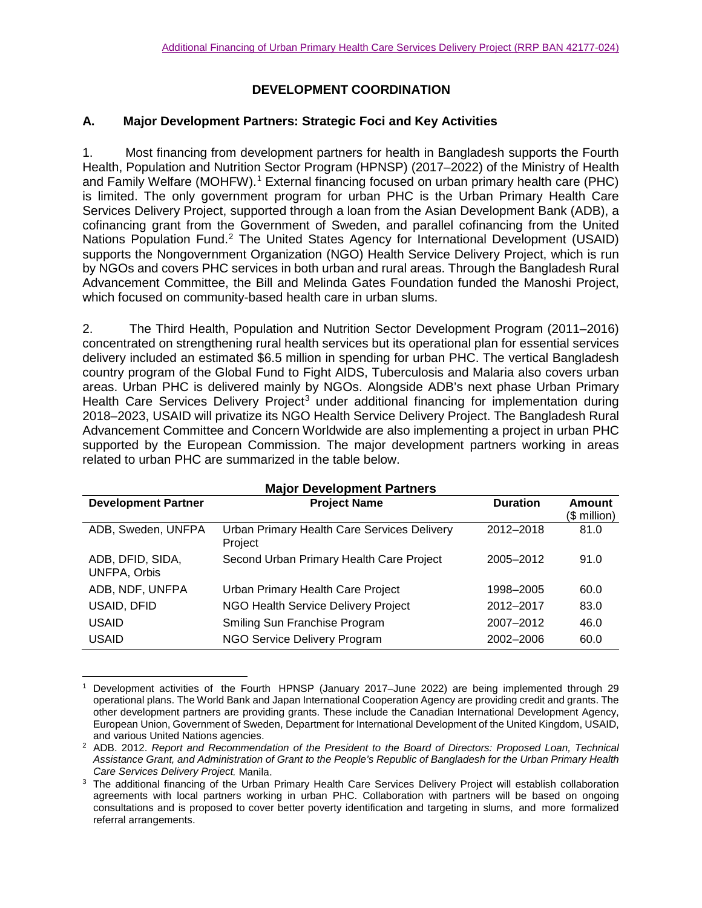# DEVELOPMENT COORDINATION

## A. Major Development Partners: Strategic Foci and Key Activities

1. Most financing from development partners for health in Bangladesh supports the Fourth Health, Population and Nutrition Sector Program (HPNSP) (2017–2022) of the Ministry of Health and Family Welfare (MOHFW).[1] External financing focused on urban primary health care (PHC) is limited. The only government program for urban PHC is the Urban Primary Health Care Services Delivery Project, supported through a loan from the Asian Development Bank (ADB), a cofinancing grant from the Government of Sweden, and parallel cofinancing from the United Nations Population Fund.[2] The United States Agency for International Development (USAID) supports the Nongovernment Organization (NGO) Health Service Delivery Project, which is run by NGOs and covers PHC services in both urban and rural areas. Through the Bangladesh Rural Advancement Committee, the Bill and Melinda Gates Foundation funded the Manoshi Project, which focused on community-based health care in urban slums.

2. The Third Health, Population and Nutrition Sector Development Program (2011–2016) concentrated on strengthening rural health services but its operational plan for essential services delivery included an estimated $6.5 million in spending for urban PHC. The vertical Bangladesh country program of the Global Fund to Fight AIDS, Tuberculosis and Malaria also covers urban areas. Urban PHC is delivered mainly by NGOs. Alongside ADB's next phase Urban Primary Health Care Services Delivery Project[3] under additional financing for implementation during 2018–2023, USAID will privatize its NGO Health Service Delivery Project. The Bangladesh Rural Advancement Committee and Concern Worldwide are also implementing a project in urban PHC supported by the European Commission. The major development partners working in areas related to urban PHC are summarized in the table below.

**Major Development Partners**

| Development Partner | Project Name | Duration | Amount ($ million) |
|---|---|---|---|
| ADB, Sweden, UNFPA | Urban Primary Health Care Services Delivery Project | 2012–2018 | 81.0 |
| ADB, DFID, SIDA, UNFPA, Orbis | Second Urban Primary Health Care Project | 2005–2012 | 91.0 |
| ADB, NDF, UNFPA | Urban Primary Health Care Project | 1998–2005 | 60.0 |
| USAID, DFID | NGO Health Service Delivery Project | 2012–2017 | 83.0 |
| USAID | Smiling Sun Franchise Program | 2007–2012 | 46.0 |
| USAID | NGO Service Delivery Program | 2002–2006 | 60.0 |

[1] Development activities of the Fourth HPNSP (January 2017–June 2022) are being implemented through 29 operational plans. The World Bank and Japan International Cooperation Agency are providing credit and grants. The other development partners are providing grants. These include the Canadian International Development Agency, European Union, Government of Sweden, Department for International Development of the United Kingdom, USAID, and various United Nations agencies.

[2] ADB. 2012. *Report and Recommendation of the President to the Board of Directors: Proposed Loan, Technical Assistance Grant, and Administration of Grant to the People's Republic of Bangladesh for the Urban Primary Health Care Services Delivery Project.* Manila.

[3] The additional financing of the Urban Primary Health Care Services Delivery Project will establish collaboration agreements with local partners working in urban PHC. Collaboration with partners will be based on ongoing consultations and is proposed to cover better poverty identification and targeting in slums, and more formalized referral arrangements.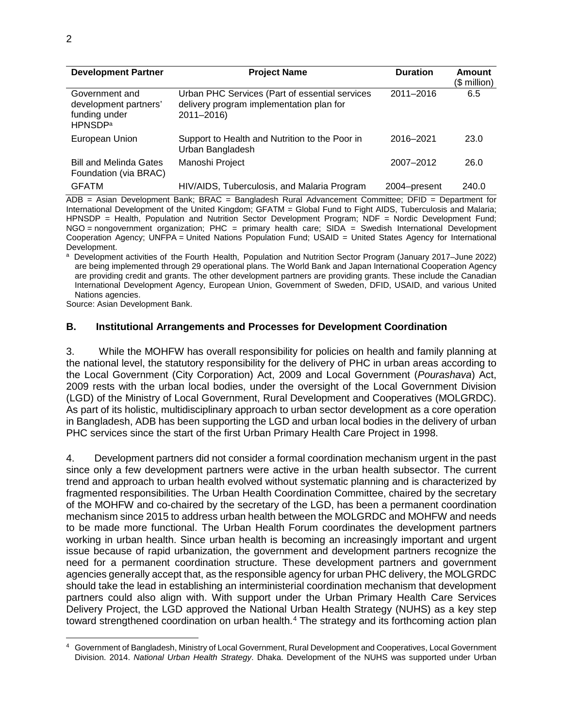| Development Partner | Project Name | Duration | Amount ($ million) |
|---|---|---|---|
| Government and development partners' funding under HPNSDP[a] | Urban PHC Services (Part of essential services delivery program implementation plan for 2011–2016) | 2011–2016 | 6.5 |
| European Union | Support to Health and Nutrition to the Poor in Urban Bangladesh | 2016–2021 | 23.0 |
| Bill and Melinda Gates Foundation (via BRAC) | Manoshi Project | 2007–2012 | 26.0 |
| GFATM | HIV/AIDS, Tuberculosis, and Malaria Program | 2004–present | 240.0 |

ADB = Asian Development Bank; BRAC = Bangladesh Rural Advancement Committee; DFID = Department for International Development of the United Kingdom; GFATM = Global Fund to Fight AIDS, Tuberculosis and Malaria; HPNSDP = Health, Population and Nutrition Sector Development Program; NDF = Nordic Development Fund; NGO = nongovernment organization; PHC = primary health care; SIDA = Swedish International Development Cooperation Agency; UNFPA = United Nations Population Fund; USAID = United States Agency for International Development.

[a] Development activities of the Fourth Health, Population and Nutrition Sector Program (January 2017–June 2022) are being implemented through 29 operational plans. The World Bank and Japan International Cooperation Agency are providing credit and grants. The other development partners are providing grants. These include the Canadian International Development Agency, European Union, Government of Sweden, DFID, USAID, and various United Nations agencies.

Source: Asian Development Bank.

## B. Institutional Arrangements and Processes for Development Coordination

3. While the MOHFW has overall responsibility for policies on health and family planning at the national level, the statutory responsibility for the delivery of PHC in urban areas according to the Local Government (City Corporation) Act, 2009 and Local Government (*Pourashava*) Act, 2009 rests with the urban local bodies, under the oversight of the Local Government Division (LGD) of the Ministry of Local Government, Rural Development and Cooperatives (MOLGRDC). As part of its holistic, multidisciplinary approach to urban sector development as a core operation in Bangladesh, ADB has been supporting the LGD and urban local bodies in the delivery of urban PHC services since the start of the first Urban Primary Health Care Project in 1998.

4. Development partners did not consider a formal coordination mechanism urgent in the past since only a few development partners were active in the urban health subsector. The current trend and approach to urban health evolved without systematic planning and is characterized by fragmented responsibilities. The Urban Health Coordination Committee, chaired by the secretary of the MOHFW and co-chaired by the secretary of the LGD, has been a permanent coordination mechanism since 2015 to address urban health between the MOLGRDC and MOHFW and needs to be made more functional. The Urban Health Forum coordinates the development partners working in urban health. Since urban health is becoming an increasingly important and urgent issue because of rapid urbanization, the government and development partners recognize the need for a permanent coordination structure. These development partners and government agencies generally accept that, as the responsible agency for urban PHC delivery, the MOLGRDC should take the lead in establishing an interministerial coordination mechanism that development partners could also align with. With support under the Urban Primary Health Care Services Delivery Project, the LGD approved the National Urban Health Strategy (NUHS) as a key step toward strengthened coordination on urban health.[4] The strategy and its forthcoming action plan

[4] Government of Bangladesh, Ministry of Local Government, Rural Development and Cooperatives, Local Government Division. 2014. *National Urban Health Strategy*. Dhaka. Development of the NUHS was supported under Urban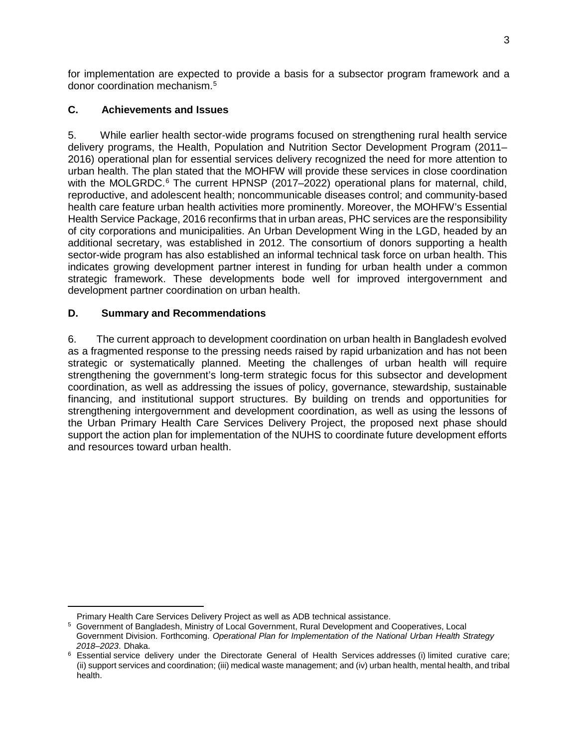for implementation are expected to provide a basis for a subsector program framework and a donor coordination mechanism.[5]

## C. Achievements and Issues

5. While earlier health sector-wide programs focused on strengthening rural health service delivery programs, the Health, Population and Nutrition Sector Development Program (2011–2016) operational plan for essential services delivery recognized the need for more attention to urban health. The plan stated that the MOHFW will provide these services in close coordination with the MOLGRDC.[6] The current HPNSP (2017–2022) operational plans for maternal, child, reproductive, and adolescent health; noncommunicable diseases control; and community-based health care feature urban health activities more prominently. Moreover, the MOHFW's Essential Health Service Package, 2016 reconfirms that in urban areas, PHC services are the responsibility of city corporations and municipalities. An Urban Development Wing in the LGD, headed by an additional secretary, was established in 2012. The consortium of donors supporting a health sector-wide program has also established an informal technical task force on urban health. This indicates growing development partner interest in funding for urban health under a common strategic framework. These developments bode well for improved intergovernment and development partner coordination on urban health.

## D. Summary and Recommendations

6. The current approach to development coordination on urban health in Bangladesh evolved as a fragmented response to the pressing needs raised by rapid urbanization and has not been strategic or systematically planned. Meeting the challenges of urban health will require strengthening the government's long-term strategic focus for this subsector and development coordination, as well as addressing the issues of policy, governance, stewardship, sustainable financing, and institutional support structures. By building on trends and opportunities for strengthening intergovernment and development coordination, as well as using the lessons of the Urban Primary Health Care Services Delivery Project, the proposed next phase should support the action plan for implementation of the NUHS to coordinate future development efforts and resources toward urban health.

---

Primary Health Care Services Delivery Project as well as ADB technical assistance.

[5] Government of Bangladesh, Ministry of Local Government, Rural Development and Cooperatives, Local Government Division. Forthcoming. *Operational Plan for Implementation of the National Urban Health Strategy 2018–2023*. Dhaka.

[6] Essential service delivery under the Directorate General of Health Services addresses (i) limited curative care; (ii) support services and coordination; (iii) medical waste management; and (iv) urban health, mental health, and tribal health.